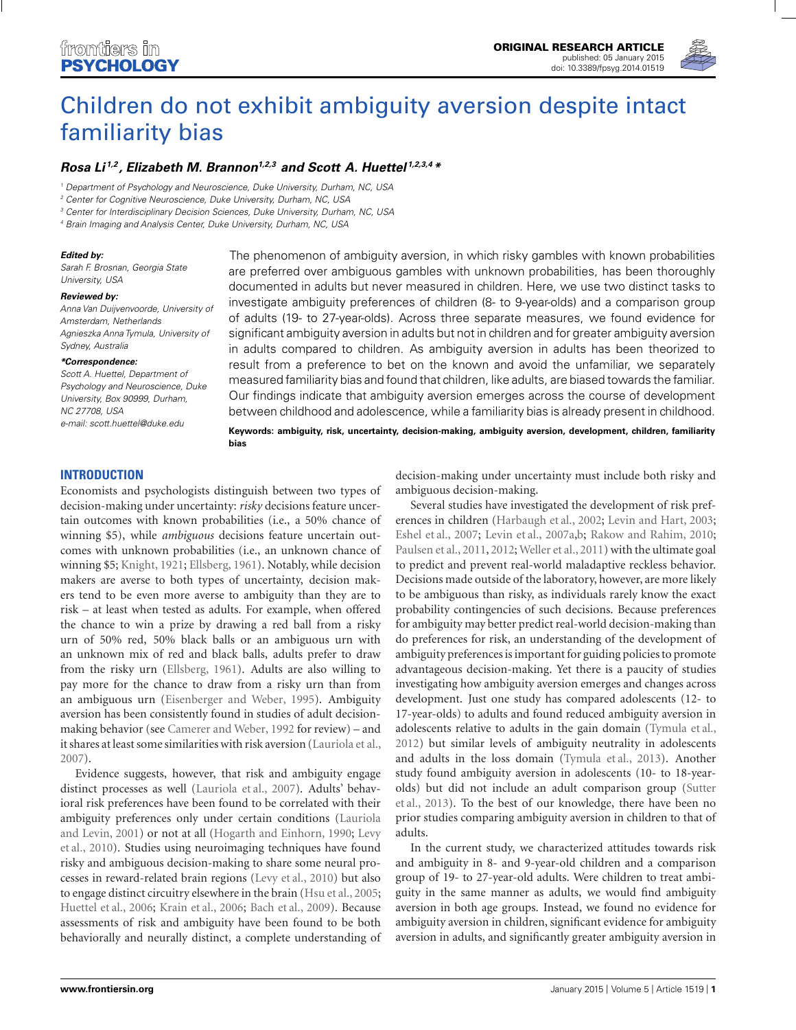# Children do not exhibit ambiguity aversion despite intact familiarity bias

***Rosa Li**[1,2]**, Elizabeth M. Brannon**[1,2,3] **and Scott A. Huettel**[1,2,3,4]* *

[1] Department of Psychology and Neuroscience, Duke University, Durham, NC, USA
[2] Center for Cognitive Neuroscience, Duke University, Durham, NC, USA
[3] Center for Interdisciplinary Decision Sciences, Duke University, Durham, NC, USA
[4] Brain Imaging and Analysis Center, Duke University, Durham, NC, USA

***Edited by:***
*Sarah F. Brosnan, Georgia State University, USA*

***Reviewed by:***
*Anna Van Duijvenvoorde, University of Amsterdam, Netherlands*
*Agnieszka Anna Tymula, University of Sydney, Australia*

***\*Correspondence:***
*Scott A. Huettel, Department of Psychology and Neuroscience, Duke University, Box 90999, Durham, NC 27708, USA*
*e-mail: scott.huettel@duke.edu*

The phenomenon of ambiguity aversion, in which risky gambles with known probabilities are preferred over ambiguous gambles with unknown probabilities, has been thoroughly documented in adults but never measured in children. Here, we use two distinct tasks to investigate ambiguity preferences of children (8- to 9-year-olds) and a comparison group of adults (19- to 27-year-olds). Across three separate measures, we found evidence for significant ambiguity aversion in adults but not in children and for greater ambiguity aversion in adults compared to children. As ambiguity aversion in adults has been theorized to result from a preference to bet on the known and avoid the unfamiliar, we separately measured familiarity bias and found that children, like adults, are biased towards the familiar. Our findings indicate that ambiguity aversion emerges across the course of development between childhood and adolescence, while a familiarity bias is already present in childhood.

**Keywords: ambiguity, risk, uncertainty, decision-making, ambiguity aversion, development, children, familiarity bias**

## INTRODUCTION

Economists and psychologists distinguish between two types of decision-making under uncertainty: *risky* decisions feature uncertain outcomes with known probabilities (i.e., a 50% chance of winning $5), while *ambiguous* decisions feature uncertain outcomes with unknown probabilities (i.e., an unknown chance of winning $5; Knight, 1921; Ellsberg, 1961). Notably, while decision makers are averse to both types of uncertainty, decision makers tend to be even more averse to ambiguity than they are to risk – at least when tested as adults. For example, when offered the chance to win a prize by drawing a red ball from a risky urn of 50% red, 50% black balls or an ambiguous urn with an unknown mix of red and black balls, adults prefer to draw from the risky urn (Ellsberg, 1961). Adults are also willing to pay more for the chance to draw from a risky urn than from an ambiguous urn (Eisenberger and Weber, 1995). Ambiguity aversion has been consistently found in studies of adult decision-making behavior (see Camerer and Weber, 1992 for review) – and it shares at least some similarities with risk aversion (Lauriola et al., 2007).

Evidence suggests, however, that risk and ambiguity engage distinct processes as well (Lauriola et al., 2007). Adults' behavioral risk preferences have been found to be correlated with their ambiguity preferences only under certain conditions (Lauriola and Levin, 2001) or not at all (Hogarth and Einhorn, 1990; Levy et al., 2010). Studies using neuroimaging techniques have found risky and ambiguous decision-making to share some neural processes in reward-related brain regions (Levy et al., 2010) but also to engage distinct circuitry elsewhere in the brain (Hsu et al., 2005; Huettel et al., 2006; Krain et al., 2006; Bach et al., 2009). Because assessments of risk and ambiguity have been found to be both behaviorally and neurally distinct, a complete understanding of decision-making under uncertainty must include both risky and ambiguous decision-making.

Several studies have investigated the development of risk preferences in children (Harbaugh et al., 2002; Levin and Hart, 2003; Eshel et al., 2007; Levin et al., 2007a,b; Rakow and Rahim, 2010; Paulsen et al., 2011, 2012; Weller et al., 2011) with the ultimate goal to predict and prevent real-world maladaptive reckless behavior. Decisions made outside of the laboratory, however, are more likely to be ambiguous than risky, as individuals rarely know the exact probability contingencies of such decisions. Because preferences for ambiguity may better predict real-world decision-making than do preferences for risk, an understanding of the development of ambiguity preferences is important for guiding policies to promote advantageous decision-making. Yet there is a paucity of studies investigating how ambiguity aversion emerges and changes across development. Just one study has compared adolescents (12- to 17-year-olds) to adults and found reduced ambiguity aversion in adolescents relative to adults in the gain domain (Tymula et al., 2012) but similar levels of ambiguity neutrality in adolescents and adults in the loss domain (Tymula et al., 2013). Another study found ambiguity aversion in adolescents (10- to 18-year-olds) but did not include an adult comparison group (Sutter et al., 2013). To the best of our knowledge, there have been no prior studies comparing ambiguity aversion in children to that of adults.

In the current study, we characterized attitudes towards risk and ambiguity in 8- and 9-year-old children and a comparison group of 19- to 27-year-old adults. Were children to treat ambiguity in the same manner as adults, we would find ambiguity aversion in both age groups. Instead, we found no evidence for ambiguity aversion in children, significant evidence for ambiguity aversion in adults, and significantly greater ambiguity aversion in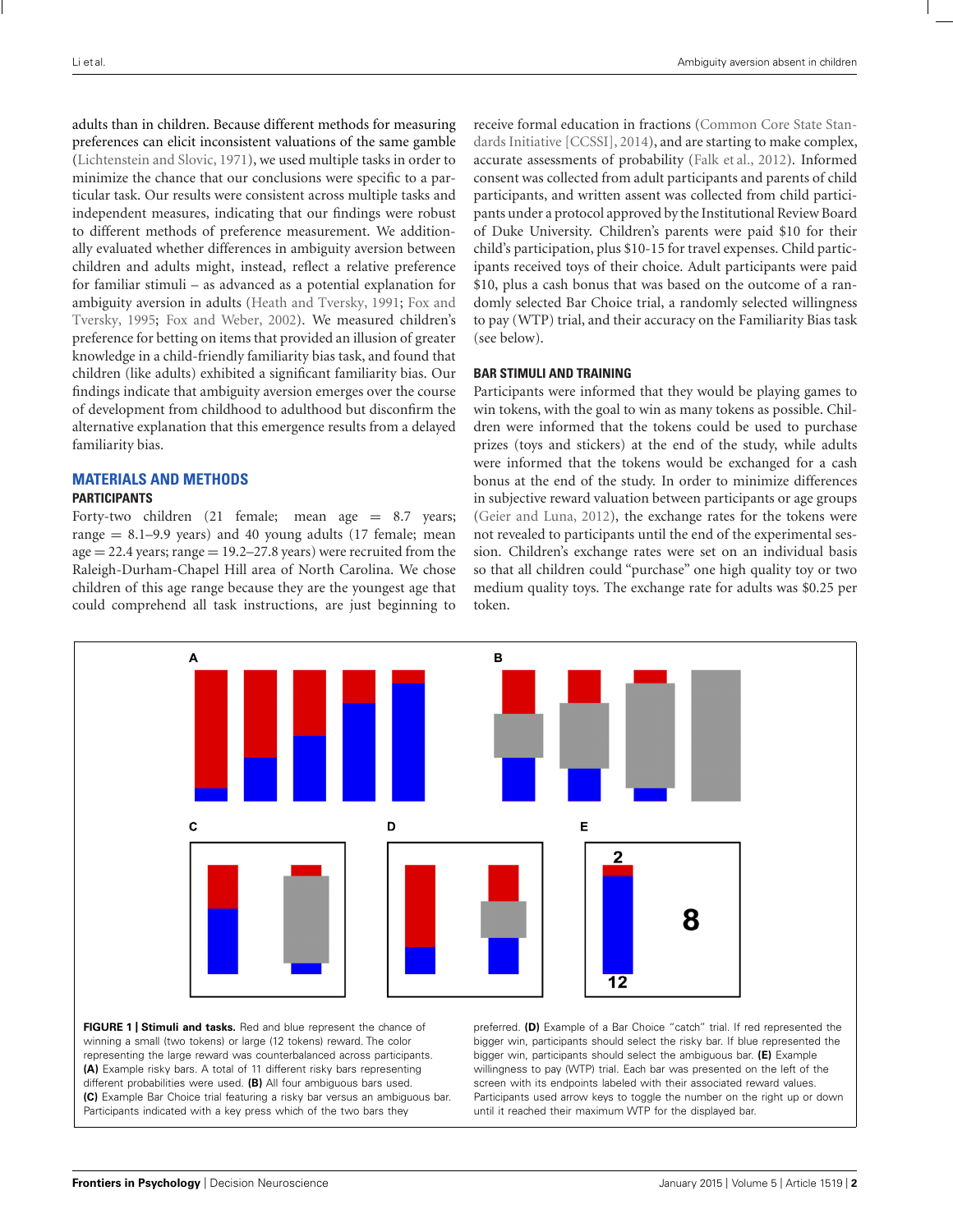adults than in children. Because different methods for measuring preferences can elicit inconsistent valuations of the same gamble (Lichtenstein and Slovic, 1971), we used multiple tasks in order to minimize the chance that our conclusions were specific to a particular task. Our results were consistent across multiple tasks and independent measures, indicating that our findings were robust to different methods of preference measurement. We additionally evaluated whether differences in ambiguity aversion between children and adults might, instead, reflect a relative preference for familiar stimuli – as advanced as a potential explanation for ambiguity aversion in adults (Heath and Tversky, 1991; Fox and Tversky, 1995; Fox and Weber, 2002). We measured children's preference for betting on items that provided an illusion of greater knowledge in a child-friendly familiarity bias task, and found that children (like adults) exhibited a significant familiarity bias. Our findings indicate that ambiguity aversion emerges over the course of development from childhood to adulthood but disconfirm the alternative explanation that this emergence results from a delayed familiarity bias.

## MATERIALS AND METHODS

### PARTICIPANTS

Forty-two children (21 female; mean age = 8.7 years; range = 8.1–9.9 years) and 40 young adults (17 female; mean age = 22.4 years; range = 19.2–27.8 years) were recruited from the Raleigh-Durham-Chapel Hill area of North Carolina. We chose children of this age range because they are the youngest age that could comprehend all task instructions, are just beginning to receive formal education in fractions (Common Core State Standards Initiative [CCSSI], 2014), and are starting to make complex, accurate assessments of probability (Falk et al., 2012). Informed consent was collected from adult participants and parents of child participants, and written assent was collected from child participants under a protocol approved by the Institutional Review Board of Duke University. Children's parents were paid $10 for their child's participation, plus $10-15 for travel expenses. Child participants received toys of their choice. Adult participants were paid $10, plus a cash bonus that was based on the outcome of a randomly selected Bar Choice trial, a randomly selected willingness to pay (WTP) trial, and their accuracy on the Familiarity Bias task (see below).

### BAR STIMULI AND TRAINING

Participants were informed that they would be playing games to win tokens, with the goal to win as many tokens as possible. Children were informed that the tokens could be used to purchase prizes (toys and stickers) at the end of the study, while adults were informed that the tokens would be exchanged for a cash bonus at the end of the study. In order to minimize differences in subjective reward valuation between participants or age groups (Geier and Luna, 2012), the exchange rates for the tokens were not revealed to participants until the end of the experimental session. Children's exchange rates were set on an individual basis so that all children could "purchase" one high quality toy or two medium quality toys. The exchange rate for adults was $0.25 per token.

**FIGURE 1 | Stimuli and tasks.** Red and blue represent the chance of winning a small (two tokens) or large (12 tokens) reward. The color representing the large reward was counterbalanced across participants. **(A)** Example risky bars. A total of 11 different risky bars representing different probabilities were used. **(B)** All four ambiguous bars used. **(C)** Example Bar Choice trial featuring a risky bar versus an ambiguous bar. Participants indicated with a key press which of the two bars they preferred. **(D)** Example of a Bar Choice "catch" trial. If red represented the bigger win, participants should select the risky bar. If blue represented the bigger win, participants should select the ambiguous bar. **(E)** Example willingness to pay (WTP) trial. Each bar was presented on the left of the screen with its endpoints labeled with their associated reward values. Participants used arrow keys to toggle the number on the right up or down until it reached their maximum WTP for the displayed bar.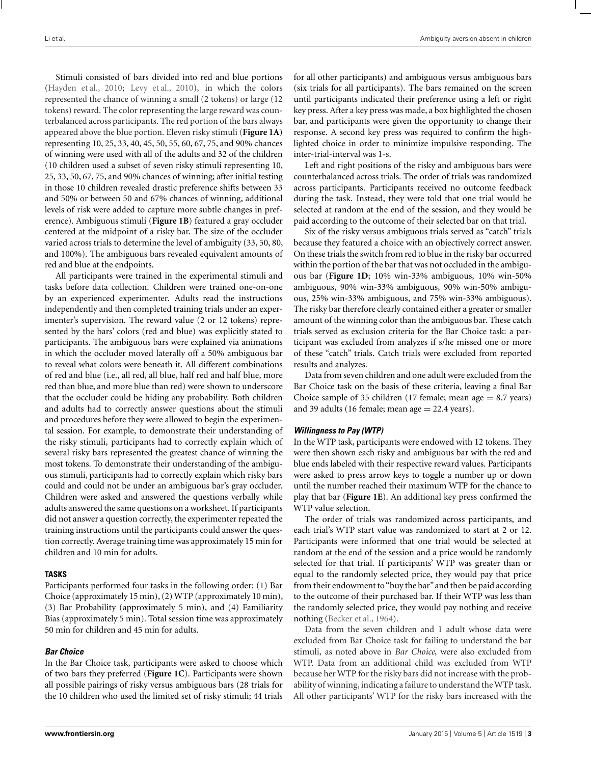Stimuli consisted of bars divided into red and blue portions (Hayden et al., 2010; Levy et al., 2010), in which the colors represented the chance of winning a small (2 tokens) or large (12 tokens) reward. The color representing the large reward was counterbalanced across participants. The red portion of the bars always appeared above the blue portion. Eleven risky stimuli (**Figure 1A**) representing 10, 25, 33, 40, 45, 50, 55, 60, 67, 75, and 90% chances of winning were used with all of the adults and 32 of the children (10 children used a subset of seven risky stimuli representing 10, 25, 33, 50, 67, 75, and 90% chances of winning; after initial testing in those 10 children revealed drastic preference shifts between 33 and 50% or between 50 and 67% chances of winning, additional levels of risk were added to capture more subtle changes in preference). Ambiguous stimuli (**Figure 1B**) featured a gray occluder centered at the midpoint of a risky bar. The size of the occluder varied across trials to determine the level of ambiguity (33, 50, 80, and 100%). The ambiguous bars revealed equivalent amounts of red and blue at the endpoints.

All participants were trained in the experimental stimuli and tasks before data collection. Children were trained one-on-one by an experienced experimenter. Adults read the instructions independently and then completed training trials under an experimenter's supervision. The reward value (2 or 12 tokens) represented by the bars' colors (red and blue) was explicitly stated to participants. The ambiguous bars were explained via animations in which the occluder moved laterally off a 50% ambiguous bar to reveal what colors were beneath it. All different combinations of red and blue (i.e., all red, all blue, half red and half blue, more red than blue, and more blue than red) were shown to underscore that the occluder could be hiding any probability. Both children and adults had to correctly answer questions about the stimuli and procedures before they were allowed to begin the experimental session. For example, to demonstrate their understanding of the risky stimuli, participants had to correctly explain which of several risky bars represented the greatest chance of winning the most tokens. To demonstrate their understanding of the ambiguous stimuli, participants had to correctly explain which risky bars could and could not be under an ambiguous bar's gray occluder. Children were asked and answered the questions verbally while adults answered the same questions on a worksheet. If participants did not answer a question correctly, the experimenter repeated the training instructions until the participants could answer the question correctly. Average training time was approximately 15 min for children and 10 min for adults.

## TASKS

Participants performed four tasks in the following order: (1) Bar Choice (approximately 15 min), (2) WTP (approximately 10 min), (3) Bar Probability (approximately 5 min), and (4) Familiarity Bias (approximately 5 min). Total session time was approximately 50 min for children and 45 min for adults.

### *Bar Choice*

In the Bar Choice task, participants were asked to choose which of two bars they preferred (**Figure 1C**). Participants were shown all possible pairings of risky versus ambiguous bars (28 trials for the 10 children who used the limited set of risky stimuli; 44 trials for all other participants) and ambiguous versus ambiguous bars (six trials for all participants). The bars remained on the screen until participants indicated their preference using a left or right key press. After a key press was made, a box highlighted the chosen bar, and participants were given the opportunity to change their response. A second key press was required to confirm the highlighted choice in order to minimize impulsive responding. The inter-trial-interval was 1-s.

Left and right positions of the risky and ambiguous bars were counterbalanced across trials. The order of trials was randomized across participants. Participants received no outcome feedback during the task. Instead, they were told that one trial would be selected at random at the end of the session, and they would be paid according to the outcome of their selected bar on that trial.

Six of the risky versus ambiguous trials served as "catch" trials because they featured a choice with an objectively correct answer. On these trials the switch from red to blue in the risky bar occurred within the portion of the bar that was not occluded in the ambiguous bar (**Figure 1D**; 10% win-33% ambiguous, 10% win-50% ambiguous, 90% win-33% ambiguous, 90% win-50% ambiguous, 25% win-33% ambiguous, and 75% win-33% ambiguous). The risky bar therefore clearly contained either a greater or smaller amount of the winning color than the ambiguous bar. These catch trials served as exclusion criteria for the Bar Choice task: a participant was excluded from analyzes if s/he missed one or more of these "catch" trials. Catch trials were excluded from reported results and analyzes.

Data from seven children and one adult were excluded from the Bar Choice task on the basis of these criteria, leaving a final Bar Choice sample of 35 children (17 female; mean age = 8.7 years) and 39 adults (16 female; mean age = 22.4 years).

### *Willingness to Pay (WTP)*

In the WTP task, participants were endowed with 12 tokens. They were then shown each risky and ambiguous bar with the red and blue ends labeled with their respective reward values. Participants were asked to press arrow keys to toggle a number up or down until the number reached their maximum WTP for the chance to play that bar (**Figure 1E**). An additional key press confirmed the WTP value selection.

The order of trials was randomized across participants, and each trial's WTP start value was randomized to start at 2 or 12. Participants were informed that one trial would be selected at random at the end of the session and a price would be randomly selected for that trial. If participants' WTP was greater than or equal to the randomly selected price, they would pay that price from their endowment to "buy the bar" and then be paid according to the outcome of their purchased bar. If their WTP was less than the randomly selected price, they would pay nothing and receive nothing (Becker et al., 1964).

Data from the seven children and 1 adult whose data were excluded from Bar Choice task for failing to understand the bar stimuli, as noted above in *Bar Choice*, were also excluded from WTP. Data from an additional child was excluded from WTP because her WTP for the risky bars did not increase with the probability of winning, indicating a failure to understand the WTP task. All other participants' WTP for the risky bars increased with the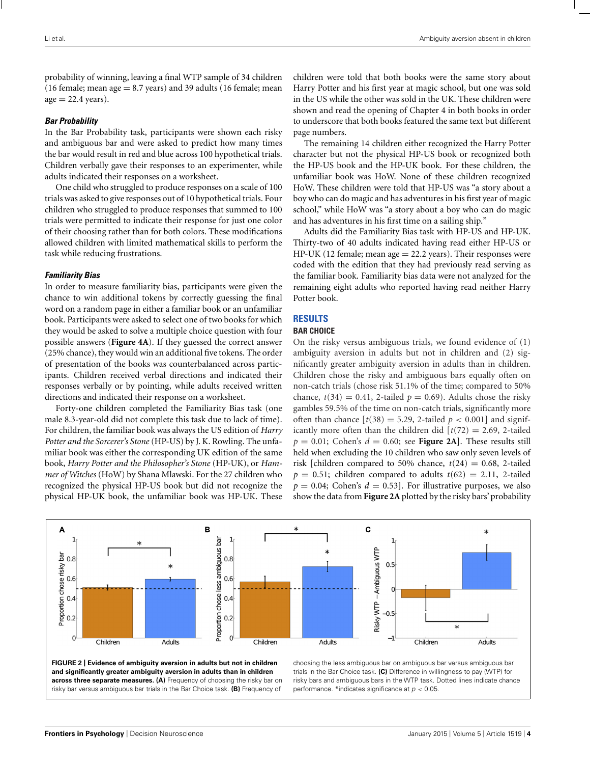probability of winning, leaving a final WTP sample of 34 children (16 female; mean age = 8.7 years) and 39 adults (16 female; mean age = 22.4 years).

#### *Bar Probability*

In the Bar Probability task, participants were shown each risky and ambiguous bar and were asked to predict how many times the bar would result in red and blue across 100 hypothetical trials. Children verbally gave their responses to an experimenter, while adults indicated their responses on a worksheet.

One child who struggled to produce responses on a scale of 100 trials was asked to give responses out of 10 hypothetical trials. Four children who struggled to produce responses that summed to 100 trials were permitted to indicate their response for just one color of their choosing rather than for both colors. These modifications allowed children with limited mathematical skills to perform the task while reducing frustrations.

#### *Familiarity Bias*

In order to measure familiarity bias, participants were given the chance to win additional tokens by correctly guessing the final word on a random page in either a familiar book or an unfamiliar book. Participants were asked to select one of two books for which they would be asked to solve a multiple choice question with four possible answers (**Figure 4A**). If they guessed the correct answer (25% chance), they would win an additional five tokens. The order of presentation of the books was counterbalanced across participants. Children received verbal directions and indicated their responses verbally or by pointing, while adults received written directions and indicated their response on a worksheet.

Forty-one children completed the Familiarity Bias task (one male 8.3-year-old did not complete this task due to lack of time). For children, the familiar book was always the US edition of *Harry Potter and the Sorcerer's Stone* (HP-US) by J. K. Rowling. The unfamiliar book was either the corresponding UK edition of the same book, *Harry Potter and the Philosopher's Stone* (HP-UK), or *Hammer of Witches* (HoW) by Shana Mlawski. For the 27 children who recognized the physical HP-US book but did not recognize the physical HP-UK book, the unfamiliar book was HP-UK. These children were told that both books were the same story about Harry Potter and his first year at magic school, but one was sold in the US while the other was sold in the UK. These children were shown and read the opening of Chapter 4 in both books in order to underscore that both books featured the same text but different page numbers.

The remaining 14 children either recognized the Harry Potter character but not the physical HP-US book or recognized both the HP-US book and the HP-UK book. For these children, the unfamiliar book was HoW. None of these children recognized HoW. These children were told that HP-US was "a story about a boy who can do magic and has adventures in his first year of magic school," while HoW was "a story about a boy who can do magic and has adventures in his first time on a sailing ship."

Adults did the Familiarity Bias task with HP-US and HP-UK. Thirty-two of 40 adults indicated having read either HP-US or HP-UK (12 female; mean age = 22.2 years). Their responses were coded with the edition that they had previously read serving as the familiar book. Familiarity bias data were not analyzed for the remaining eight adults who reported having read neither Harry Potter book.

## RESULTS

### BAR CHOICE

On the risky versus ambiguous trials, we found evidence of (1) ambiguity aversion in adults but not in children and (2) significantly greater ambiguity aversion in adults than in children. Children chose the risky and ambiguous bars equally often on non-catch trials (chose risk 51.1% of the time; compared to 50% chance, $t(34) = 0.41$, 2-tailed $p = 0.69$). Adults chose the risky gambles 59.5% of the time on non-catch trials, significantly more often than chance [$t(38) = 5.29$, 2-tailed $p < 0.001$] and significantly more often than the children did [$t(72) = 2.69$, 2-tailed $p = 0.01$; Cohen's $d = 0.60$; see **Figure 2A**]. These results still held when excluding the 10 children who saw only seven levels of risk [children compared to 50% chance, $t(24) = 0.68$, 2-tailed $p = 0.51$; children compared to adults $t(62) = 2.11$, 2-tailed $p = 0.04$; Cohen's $d = 0.53$]. For illustrative purposes, we also show the data from **Figure 2A** plotted by the risky bars' probability

**FIGURE 2 | Evidence of ambiguity aversion in adults but not in children and significantly greater ambiguity aversion in adults than in children across three separate measures. (A)** Frequency of choosing the risky bar on risky bar versus ambiguous bar trials in the Bar Choice task. **(B)** Frequency of choosing the less ambiguous bar on ambiguous bar versus ambiguous bar trials in the Bar Choice task. **(C)** Difference in willingness to pay (WTP) for risky bars and ambiguous bars in the WTP task. Dotted lines indicate chance performance. *indicates significance at $p < 0.05$.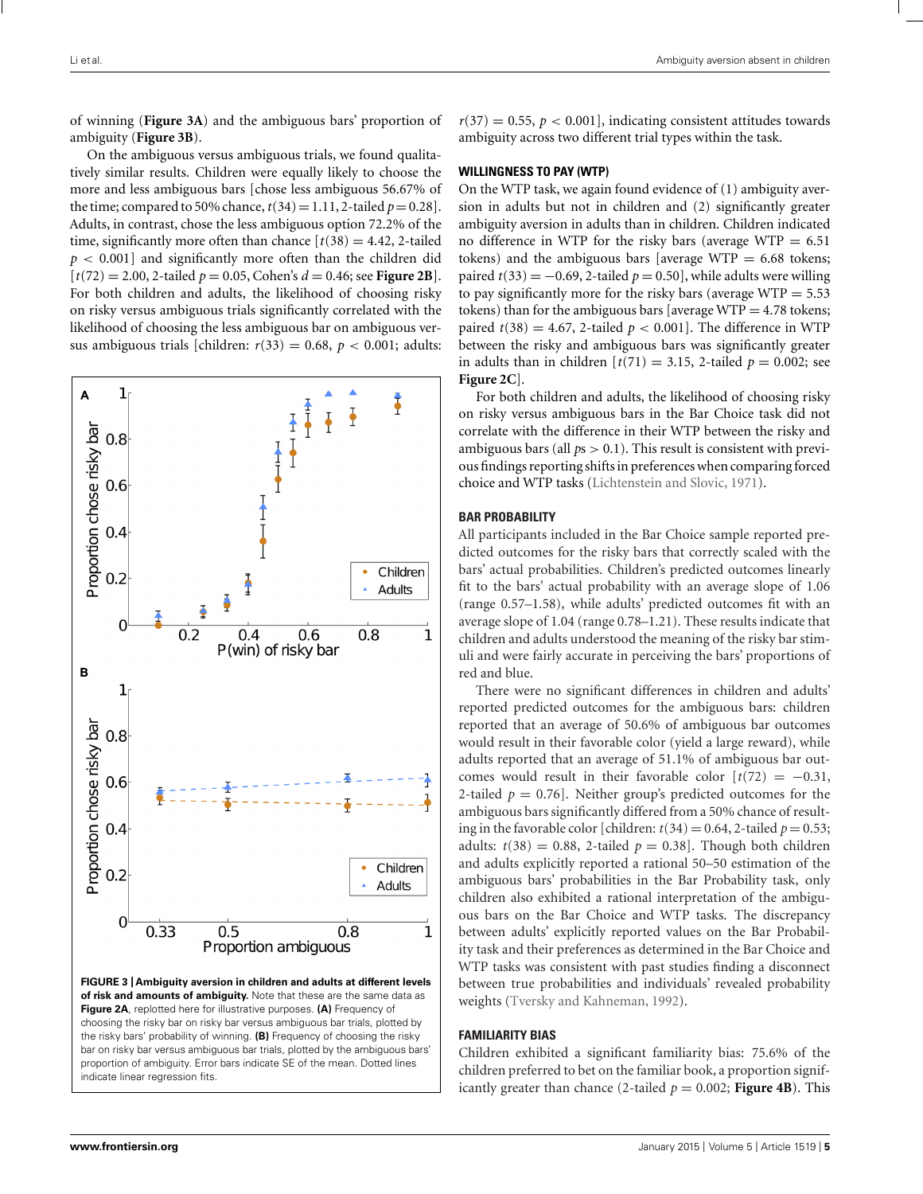of winning (**Figure 3A**) and the ambiguous bars' proportion of ambiguity (**Figure 3B**).

On the ambiguous versus ambiguous trials, we found qualitatively similar results. Children were equally likely to choose the more and less ambiguous bars [chose less ambiguous 56.67% of the time; compared to 50% chance, $t(34) = 1.11$, 2-tailed $p = 0.28$]. Adults, in contrast, chose the less ambiguous option 72.2% of the time, significantly more often than chance [$t(38) = 4.42$, 2-tailed $p < 0.001$] and significantly more often than the children did [$t(72) = 2.00$, 2-tailed $p = 0.05$, Cohen's $d = 0.46$; see **Figure 2B**]. For both children and adults, the likelihood of choosing risky on risky versus ambiguous trials significantly correlated with the likelihood of choosing the less ambiguous bar on ambiguous versus ambiguous trials [children: $r(33) = 0.68$, $p < 0.001$; adults: $r(37) = 0.55$, $p < 0.001$], indicating consistent attitudes towards ambiguity across two different trial types within the task.

**FIGURE 3 | Ambiguity aversion in children and adults at different levels of risk and amounts of ambiguity.** Note that these are the same data as **Figure 2A**, replotted here for illustrative purposes. **(A)** Frequency of choosing the risky bar on risky bar versus ambiguous bar trials, plotted by the risky bars' probability of winning. **(B)** Frequency of choosing the risky bar on risky bar versus ambiguous bar trials, plotted by the ambiguous bars' proportion of ambiguity. Error bars indicate SE of the mean. Dotted lines indicate linear regression fits.

### WILLINGNESS TO PAY (WTP)

On the WTP task, we again found evidence of (1) ambiguity aversion in adults but not in children and (2) significantly greater ambiguity aversion in adults than in children. Children indicated no difference in WTP for the risky bars (average WTP = 6.51 tokens) and the ambiguous bars [average WTP = 6.68 tokens; paired $t(33) = -0.69$, 2-tailed $p = 0.50$], while adults were willing to pay significantly more for the risky bars (average WTP = 5.53 tokens) than for the ambiguous bars [average WTP = 4.78 tokens; paired $t(38) = 4.67$, 2-tailed $p < 0.001$]. The difference in WTP between the risky and ambiguous bars was significantly greater in adults than in children [$t(71) = 3.15$, 2-tailed $p = 0.002$; see **Figure 2C**].

For both children and adults, the likelihood of choosing risky on risky versus ambiguous bars in the Bar Choice task did not correlate with the difference in their WTP between the risky and ambiguous bars (all $ps > 0.1$). This result is consistent with previous findings reporting shifts in preferences when comparing forced choice and WTP tasks (Lichtenstein and Slovic, 1971).

### BAR PROBABILITY

All participants included in the Bar Choice sample reported predicted outcomes for the risky bars that correctly scaled with the bars' actual probabilities. Children's predicted outcomes linearly fit to the bars' actual probability with an average slope of 1.06 (range 0.57–1.58), while adults' predicted outcomes fit with an average slope of 1.04 (range 0.78–1.21). These results indicate that children and adults understood the meaning of the risky bar stimuli and were fairly accurate in perceiving the bars' proportions of red and blue.

There were no significant differences in children and adults' reported predicted outcomes for the ambiguous bars: children reported that an average of 50.6% of ambiguous bar outcomes would result in their favorable color (yield a large reward), while adults reported that an average of 51.1% of ambiguous bar outcomes would result in their favorable color [$t(72) = -0.31$, 2-tailed $p = 0.76$]. Neither group's predicted outcomes for the ambiguous bars significantly differed from a 50% chance of resulting in the favorable color [children: $t(34) = 0.64$, 2-tailed $p = 0.53$; adults: $t(38) = 0.88$, 2-tailed $p = 0.38$]. Though both children and adults explicitly reported a rational 50–50 estimation of the ambiguous bars' probabilities in the Bar Probability task, only children also exhibited a rational interpretation of the ambiguous bars on the Bar Choice and WTP tasks. The discrepancy between adults' explicitly reported values on the Bar Probability task and their preferences as determined in the Bar Choice and WTP tasks was consistent with past studies finding a disconnect between true probabilities and individuals' revealed probability weights (Tversky and Kahneman, 1992).

### FAMILIARITY BIAS

Children exhibited a significant familiarity bias: 75.6% of the children preferred to bet on the familiar book, a proportion significantly greater than chance (2-tailed $p = 0.002$; **Figure 4B**). This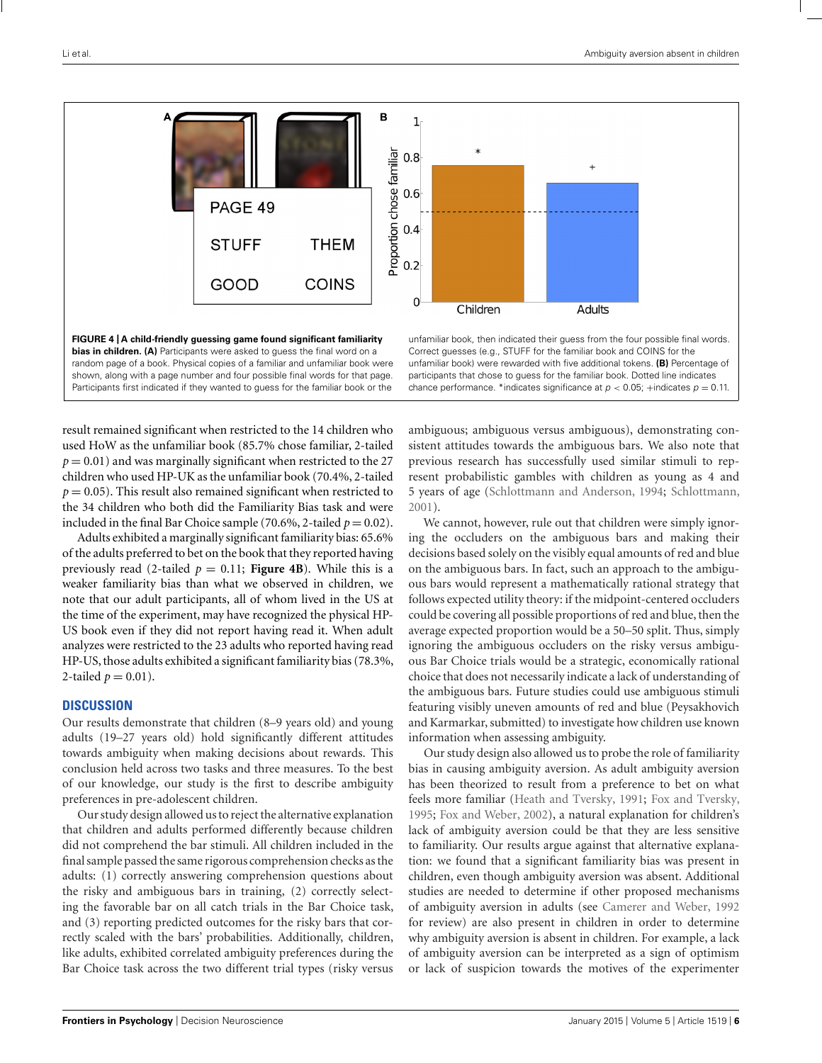**FIGURE 4 | A child-friendly guessing game found significant familiarity bias in children. (A)** Participants were asked to guess the final word on a random page of a book. Physical copies of a familiar and unfamiliar book were shown, along with a page number and four possible final words for that page. Participants first indicated if they wanted to guess for the familiar book or the unfamiliar book, then indicated their guess from the four possible final words. Correct guesses (e.g., STUFF for the familiar book and COINS for the unfamiliar book) were rewarded with five additional tokens. **(B)** Percentage of participants that chose to guess for the familiar book. Dotted line indicates chance performance. *indicates significance at $p < 0.05$; +indicates $p = 0.11$.

result remained significant when restricted to the 14 children who used HoW as the unfamiliar book (85.7% chose familiar, 2-tailed $p = 0.01$) and was marginally significant when restricted to the 27 children who used HP-UK as the unfamiliar book (70.4%, 2-tailed $p = 0.05$). This result also remained significant when restricted to the 34 children who both did the Familiarity Bias task and were included in the final Bar Choice sample (70.6%, 2-tailed $p = 0.02$).

Adults exhibited a marginally significant familiarity bias: 65.6% of the adults preferred to bet on the book that they reported having previously read (2-tailed $p = 0.11$; **Figure 4B**). While this is a weaker familiarity bias than what we observed in children, we note that our adult participants, all of whom lived in the US at the time of the experiment, may have recognized the physical HP-US book even if they did not report having read it. When adult analyzes were restricted to the 23 adults who reported having read HP-US, those adults exhibited a significant familiarity bias (78.3%, 2-tailed $p = 0.01$).

## DISCUSSION

Our results demonstrate that children (8–9 years old) and young adults (19–27 years old) hold significantly different attitudes towards ambiguity when making decisions about rewards. This conclusion held across two tasks and three measures. To the best of our knowledge, our study is the first to describe ambiguity preferences in pre-adolescent children.

Our study design allowed us to reject the alternative explanation that children and adults performed differently because children did not comprehend the bar stimuli. All children included in the final sample passed the same rigorous comprehension checks as the adults: (1) correctly answering comprehension questions about the risky and ambiguous bars in training, (2) correctly selecting the favorable bar on all catch trials in the Bar Choice task, and (3) reporting predicted outcomes for the risky bars that correctly scaled with the bars' probabilities. Additionally, children, like adults, exhibited correlated ambiguity preferences during the Bar Choice task across the two different trial types (risky versus ambiguous; ambiguous versus ambiguous), demonstrating consistent attitudes towards the ambiguous bars. We also note that previous research has successfully used similar stimuli to represent probabilistic gambles with children as young as 4 and 5 years of age (Schlottmann and Anderson, 1994; Schlottmann, 2001).

We cannot, however, rule out that children were simply ignoring the occluders on the ambiguous bars and making their decisions based solely on the visibly equal amounts of red and blue on the ambiguous bars. In fact, such an approach to the ambiguous bars would represent a mathematically rational strategy that follows expected utility theory: if the midpoint-centered occluders could be covering all possible proportions of red and blue, then the average expected proportion would be a 50–50 split. Thus, simply ignoring the ambiguous occluders on the risky versus ambiguous Bar Choice trials would be a strategic, economically rational choice that does not necessarily indicate a lack of understanding of the ambiguous bars. Future studies could use ambiguous stimuli featuring visibly uneven amounts of red and blue (Peysakhovich and Karmarkar, submitted) to investigate how children use known information when assessing ambiguity.

Our study design also allowed us to probe the role of familiarity bias in causing ambiguity aversion. As adult ambiguity aversion has been theorized to result from a preference to bet on what feels more familiar (Heath and Tversky, 1991; Fox and Tversky, 1995; Fox and Weber, 2002), a natural explanation for children's lack of ambiguity aversion could be that they are less sensitive to familiarity. Our results argue against that alternative explanation: we found that a significant familiarity bias was present in children, even though ambiguity aversion was absent. Additional studies are needed to determine if other proposed mechanisms of ambiguity aversion in adults (see Camerer and Weber, 1992 for review) are also present in children in order to determine why ambiguity aversion is absent in children. For example, a lack of ambiguity aversion can be interpreted as a sign of optimism or lack of suspicion towards the motives of the experimenter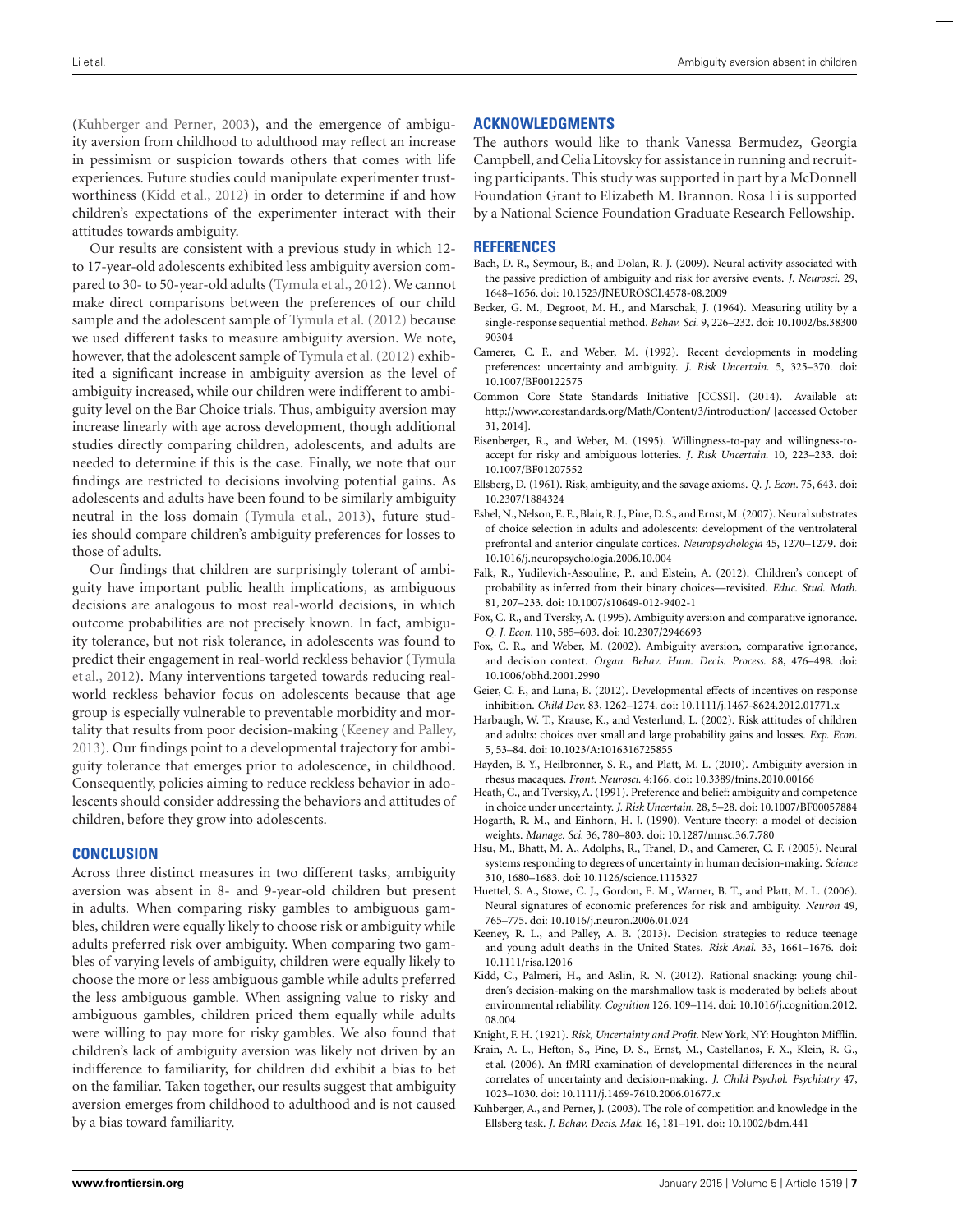(Kuhberger and Perner, 2003), and the emergence of ambiguity aversion from childhood to adulthood may reflect an increase in pessimism or suspicion towards others that comes with life experiences. Future studies could manipulate experimenter trustworthiness (Kidd et al., 2012) in order to determine if and how children's expectations of the experimenter interact with their attitudes towards ambiguity.

Our results are consistent with a previous study in which 12- to 17-year-old adolescents exhibited less ambiguity aversion compared to 30- to 50-year-old adults (Tymula et al., 2012). We cannot make direct comparisons between the preferences of our child sample and the adolescent sample of Tymula et al. (2012) because we used different tasks to measure ambiguity aversion. We note, however, that the adolescent sample of Tymula et al. (2012) exhibited a significant increase in ambiguity aversion as the level of ambiguity increased, while our children were indifferent to ambiguity level on the Bar Choice trials. Thus, ambiguity aversion may increase linearly with age across development, though additional studies directly comparing children, adolescents, and adults are needed to determine if this is the case. Finally, we note that our findings are restricted to decisions involving potential gains. As adolescents and adults have been found to be similarly ambiguity neutral in the loss domain (Tymula et al., 2013), future studies should compare children's ambiguity preferences for losses to those of adults.

Our findings that children are surprisingly tolerant of ambiguity have important public health implications, as ambiguous decisions are analogous to most real-world decisions, in which outcome probabilities are not precisely known. In fact, ambiguity tolerance, but not risk tolerance, in adolescents was found to predict their engagement in real-world reckless behavior (Tymula et al., 2012). Many interventions targeted towards reducing real-world reckless behavior focus on adolescents because that age group is especially vulnerable to preventable morbidity and mortality that results from poor decision-making (Keeney and Palley, 2013). Our findings point to a developmental trajectory for ambiguity tolerance that emerges prior to adolescence, in childhood. Consequently, policies aiming to reduce reckless behavior in adolescents should consider addressing the behaviors and attitudes of children, before they grow into adolescents.

## CONCLUSION

Across three distinct measures in two different tasks, ambiguity aversion was absent in 8- and 9-year-old children but present in adults. When comparing risky gambles to ambiguous gambles, children were equally likely to choose risk or ambiguity while adults preferred risk over ambiguity. When comparing two gambles of varying levels of ambiguity, children were equally likely to choose the more or less ambiguous gamble while adults preferred the less ambiguous gamble. When assigning value to risky and ambiguous gambles, children priced them equally while adults were willing to pay more for risky gambles. We also found that children's lack of ambiguity aversion was likely not driven by an indifference to familiarity, for children did exhibit a bias to bet on the familiar. Taken together, our results suggest that ambiguity aversion emerges from childhood to adulthood and is not caused by a bias toward familiarity.

## ACKNOWLEDGMENTS

The authors would like to thank Vanessa Bermudez, Georgia Campbell, and Celia Litovsky for assistance in running and recruiting participants. This study was supported in part by a McDonnell Foundation Grant to Elizabeth M. Brannon. Rosa Li is supported by a National Science Foundation Graduate Research Fellowship.

## REFERENCES

Bach, D. R., Seymour, B., and Dolan, R. J. (2009). Neural activity associated with the passive prediction of ambiguity and risk for aversive events. *J. Neurosci.* 29, 1648–1656. doi: 10.1523/JNEUROSCI.4578-08.2009

Becker, G. M., Degroot, M. H., and Marschak, J. (1964). Measuring utility by a single-response sequential method. *Behav. Sci.* 9, 226–232. doi: 10.1002/bs.3830090304

Camerer, C. F., and Weber, M. (1992). Recent developments in modeling preferences: uncertainty and ambiguity. *J. Risk Uncertain.* 5, 325–370. doi: 10.1007/BF00122575

Common Core State Standards Initiative [CCSSI]. (2014). Available at: http://www.corestandards.org/Math/Content/3/introduction/ [accessed October 31, 2014].

Eisenberger, R., and Weber, M. (1995). Willingness-to-pay and willingness-to-accept for risky and ambiguous lotteries. *J. Risk Uncertain.* 10, 223–233. doi: 10.1007/BF01207552

Ellsberg, D. (1961). Risk, ambiguity, and the savage axioms. *Q. J. Econ.* 75, 643. doi: 10.2307/1884324

Eshel, N., Nelson, E. E., Blair, R. J., Pine, D. S., and Ernst, M. (2007). Neural substrates of choice selection in adults and adolescents: development of the ventrolateral prefrontal and anterior cingulate cortices. *Neuropsychologia* 45, 1270–1279. doi: 10.1016/j.neuropsychologia.2006.10.004

Falk, R., Yudilevich-Assouline, P., and Elstein, A. (2012). Children's concept of probability as inferred from their binary choices—revisited. *Educ. Stud. Math.* 81, 207–233. doi: 10.1007/s10649-012-9402-1

Fox, C. R., and Tversky, A. (1995). Ambiguity aversion and comparative ignorance. *Q. J. Econ.* 110, 585–603. doi: 10.2307/2946693

Fox, C. R., and Weber, M. (2002). Ambiguity aversion, comparative ignorance, and decision context. *Organ. Behav. Hum. Decis. Process.* 88, 476–498. doi: 10.1006/obhd.2001.2990

Geier, C. F., and Luna, B. (2012). Developmental effects of incentives on response inhibition. *Child Dev.* 83, 1262–1274. doi: 10.1111/j.1467-8624.2012.01771.x

Harbaugh, W. T., Krause, K., and Vesterlund, L. (2002). Risk attitudes of children and adults: choices over small and large probability gains and losses. *Exp. Econ.* 5, 53–84. doi: 10.1023/A:1016316725855

Hayden, B. Y., Heilbronner, S. R., and Platt, M. L. (2010). Ambiguity aversion in rhesus macaques. *Front. Neurosci.* 4:166. doi: 10.3389/fnins.2010.00166

Heath, C., and Tversky, A. (1991). Preference and belief: ambiguity and competence in choice under uncertainty. *J. Risk Uncertain.* 28, 5–28. doi: 10.1007/BF00057884

Hogarth, R. M., and Einhorn, H. J. (1990). Venture theory: a model of decision weights. *Manage. Sci.* 36, 780–803. doi: 10.1287/mnsc.36.7.780

Hsu, M., Bhatt, M. A., Adolphs, R., Tranel, D., and Camerer, C. F. (2005). Neural systems responding to degrees of uncertainty in human decision-making. *Science* 310, 1680–1683. doi: 10.1126/science.1115327

Huettel, S. A., Stowe, C. J., Gordon, E. M., Warner, B. T., and Platt, M. L. (2006). Neural signatures of economic preferences for risk and ambiguity. *Neuron* 49, 765–775. doi: 10.1016/j.neuron.2006.01.024

Keeney, R. L., and Palley, A. B. (2013). Decision strategies to reduce teenage and young adult deaths in the United States. *Risk Anal.* 33, 1661–1676. doi: 10.1111/risa.12016

Kidd, C., Palmeri, H., and Aslin, R. N. (2012). Rational snacking: young children's decision-making on the marshmallow task is moderated by beliefs about environmental reliability. *Cognition* 126, 109–114. doi: 10.1016/j.cognition.2012.08.004

Knight, F. H. (1921). *Risk, Uncertainty and Profit.* New York, NY: Houghton Mifflin.

Krain, A. L., Hefton, S., Pine, D. S., Ernst, M., Castellanos, F. X., Klein, R. G., et al. (2006). An fMRI examination of developmental differences in the neural correlates of uncertainty and decision-making. *J. Child Psychol. Psychiatry* 47, 1023–1030. doi: 10.1111/j.1469-7610.2006.01677.x

Kuhberger, A., and Perner, J. (2003). The role of competition and knowledge in the Ellsberg task. *J. Behav. Decis. Mak.* 16, 181–191. doi: 10.1002/bdm.441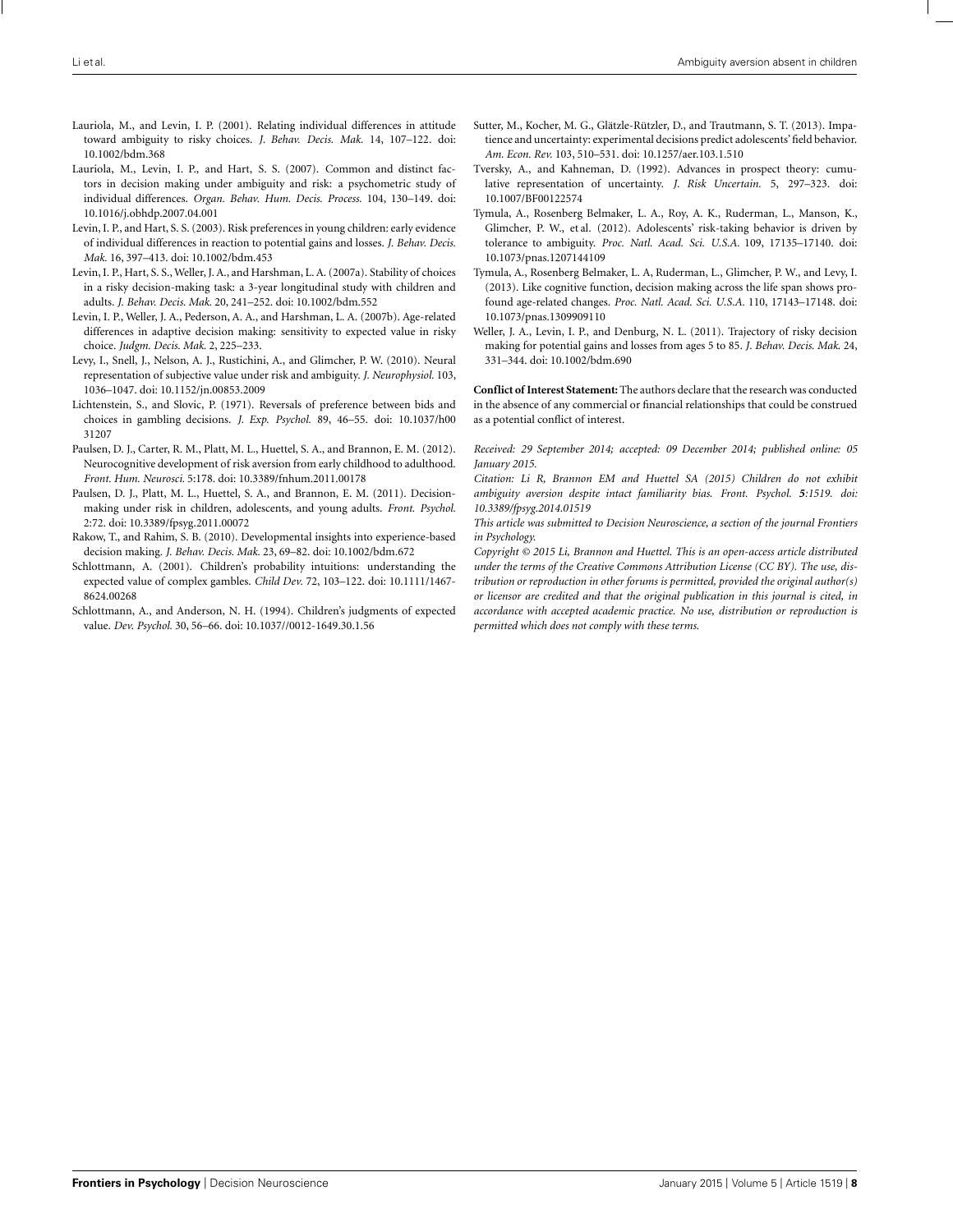Lauriola, M., and Levin, I. P. (2001). Relating individual differences in attitude toward ambiguity to risky choices. *J. Behav. Decis. Mak.* 14, 107–122. doi: 10.1002/bdm.368

Lauriola, M., Levin, I. P., and Hart, S. S. (2007). Common and distinct factors in decision making under ambiguity and risk: a psychometric study of individual differences. *Organ. Behav. Hum. Decis. Process.* 104, 130–149. doi: 10.1016/j.obhdp.2007.04.001

Levin, I. P., and Hart, S. S. (2003). Risk preferences in young children: early evidence of individual differences in reaction to potential gains and losses. *J. Behav. Decis. Mak.* 16, 397–413. doi: 10.1002/bdm.453

Levin, I. P., Hart, S. S., Weller, J. A., and Harshman, L. A. (2007a). Stability of choices in a risky decision-making task: a 3-year longitudinal study with children and adults. *J. Behav. Decis. Mak.* 20, 241–252. doi: 10.1002/bdm.552

Levin, I. P., Weller, J. A., Pederson, A. A., and Harshman, L. A. (2007b). Age-related differences in adaptive decision making: sensitivity to expected value in risky choice. *Judgm. Decis. Mak.* 2, 225–233.

Levy, I., Snell, J., Nelson, A. J., Rustichini, A., and Glimcher, P. W. (2010). Neural representation of subjective value under risk and ambiguity. *J. Neurophysiol.* 103, 1036–1047. doi: 10.1152/jn.00853.2009

Lichtenstein, S., and Slovic, P. (1971). Reversals of preference between bids and choices in gambling decisions. *J. Exp. Psychol.* 89, 46–55. doi: 10.1037/h0031207

Paulsen, D. J., Carter, R. M., Platt, M. L., Huettel, S. A., and Brannon, E. M. (2012). Neurocognitive development of risk aversion from early childhood to adulthood. *Front. Hum. Neurosci.* 5:178. doi: 10.3389/fnhum.2011.00178

Paulsen, D. J., Platt, M. L., Huettel, S. A., and Brannon, E. M. (2011). Decision-making under risk in children, adolescents, and young adults. *Front. Psychol.* 2:72. doi: 10.3389/fpsyg.2011.00072

Rakow, T., and Rahim, S. B. (2010). Developmental insights into experience-based decision making. *J. Behav. Decis. Mak.* 23, 69–82. doi: 10.1002/bdm.672

Schlottmann, A. (2001). Children's probability intuitions: understanding the expected value of complex gambles. *Child Dev.* 72, 103–122. doi: 10.1111/1467-8624.00268

Schlottmann, A., and Anderson, N. H. (1994). Children's judgments of expected value. *Dev. Psychol.* 30, 56–66. doi: 10.1037//0012-1649.30.1.56

Sutter, M., Kocher, M. G., Glätzle-Rützler, D., and Trautmann, S. T. (2013). Impatience and uncertainty: experimental decisions predict adolescents' field behavior. *Am. Econ. Rev.* 103, 510–531. doi: 10.1257/aer.103.1.510

Tversky, A., and Kahneman, D. (1992). Advances in prospect theory: cumulative representation of uncertainty. *J. Risk Uncertain.* 5, 297–323. doi: 10.1007/BF00122574

Tymula, A., Rosenberg Belmaker, L. A., Roy, A. K., Ruderman, L., Manson, K., Glimcher, P. W., et al. (2012). Adolescents' risk-taking behavior is driven by tolerance to ambiguity. *Proc. Natl. Acad. Sci. U.S.A.* 109, 17135–17140. doi: 10.1073/pnas.1207144109

Tymula, A., Rosenberg Belmaker, L. A, Ruderman, L., Glimcher, P. W., and Levy, I. (2013). Like cognitive function, decision making across the life span shows profound age-related changes. *Proc. Natl. Acad. Sci. U.S.A.* 110, 17143–17148. doi: 10.1073/pnas.1309909110

Weller, J. A., Levin, I. P., and Denburg, N. L. (2011). Trajectory of risky decision making for potential gains and losses from ages 5 to 85. *J. Behav. Decis. Mak.* 24, 331–344. doi: 10.1002/bdm.690

**Conflict of Interest Statement:** The authors declare that the research was conducted in the absence of any commercial or financial relationships that could be construed as a potential conflict of interest.

*Received: 29 September 2014; accepted: 09 December 2014; published online: 05 January 2015.*

*Citation: Li R, Brannon EM and Huettel SA (2015) Children do not exhibit ambiguity aversion despite intact familiarity bias. Front. Psychol. **5**:1519. doi: 10.3389/fpsyg.2014.01519*

*This article was submitted to Decision Neuroscience, a section of the journal Frontiers in Psychology.*

*Copyright © 2015 Li, Brannon and Huettel. This is an open-access article distributed under the terms of the Creative Commons Attribution License (CC BY). The use, distribution or reproduction in other forums is permitted, provided the original author(s) or licensor are credited and that the original publication in this journal is cited, in accordance with accepted academic practice. No use, distribution or reproduction is permitted which does not comply with these terms.*